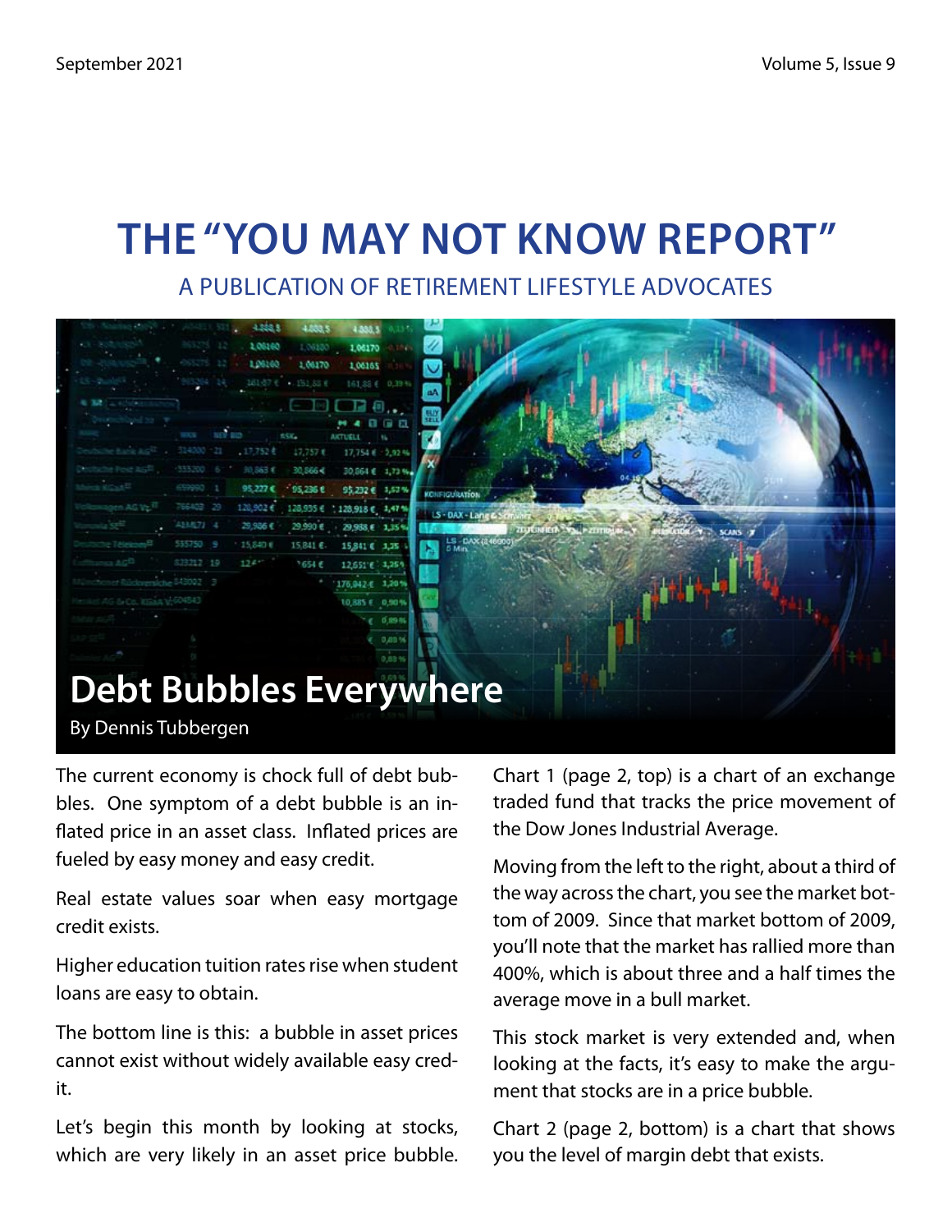# THE "YOU MAY NOT KNOW REPORT"

A PUBLICATION OF RETIREMENT LIFESTYLE ADVOCATES

## Debt Bubbles Everywhere

By Dennis Tubbergen

The current economy is chock full of debt bubbles. One symptom of a debt bubble is an inflated price in an asset class. Inflated prices are fueled by easy money and easy credit.

Real estate values soar when easy mortgage credit exists.

Higher education tuition rates rise when student loans are easy to obtain.

The bottom line is this: a bubble in asset prices cannot exist without widely available easy credit.

Let's begin this month by looking at stocks, which are very likely in an asset price bubble.

Chart 1 (page 2, top) is a chart of an exchange traded fund that tracks the price movement of the Dow Jones Industrial Average.

Moving from the left to the right, about a third of the way across the chart, you see the market bottom of 2009. Since that market bottom of 2009, you'll note that the market has rallied more than 400%, which is about three and a half times the average move in a bull market.

This stock market is very extended and, when looking at the facts, it's easy to make the argument that stocks are in a price bubble.

Chart 2 (page 2, bottom) is a chart that shows you the level of margin debt that exists.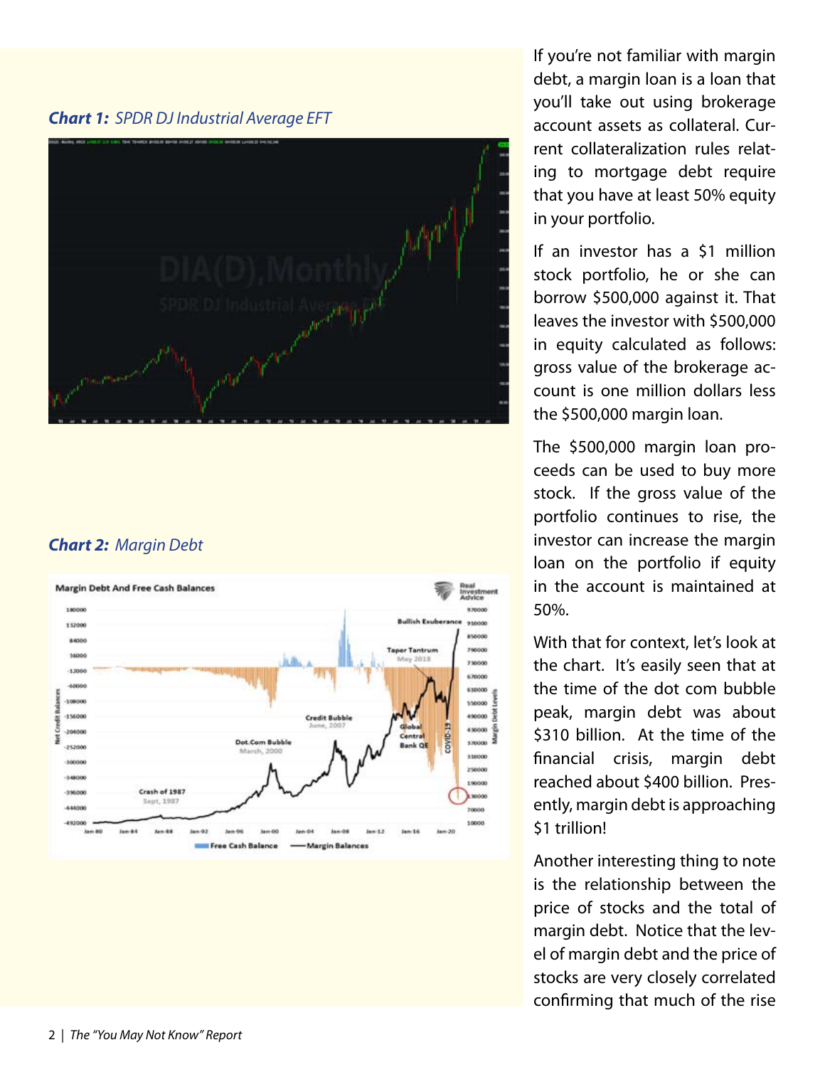***Chart 1:** SPDR DJ Industrial Average EFT*

***Chart 2:** Margin Debt*

If you're not familiar with margin debt, a margin loan is a loan that you'll take out using brokerage account assets as collateral. Current collateralization rules relating to mortgage debt require that you have at least 50% equity in your portfolio.

If an investor has a $1 million stock portfolio, he or she can borrow $500,000 against it. That leaves the investor with $500,000 in equity calculated as follows: gross value of the brokerage account is one million dollars less the $500,000 margin loan.

The $500,000 margin loan proceeds can be used to buy more stock. If the gross value of the portfolio continues to rise, the investor can increase the margin loan on the portfolio if equity in the account is maintained at 50%.

With that for context, let's look at the chart. It's easily seen that at the time of the dot com bubble peak, margin debt was about $310 billion. At the time of the financial crisis, margin debt reached about $400 billion. Presently, margin debt is approaching $1 trillion!

Another interesting thing to note is the relationship between the price of stocks and the total of margin debt. Notice that the level of margin debt and the price of stocks are very closely correlated confirming that much of the rise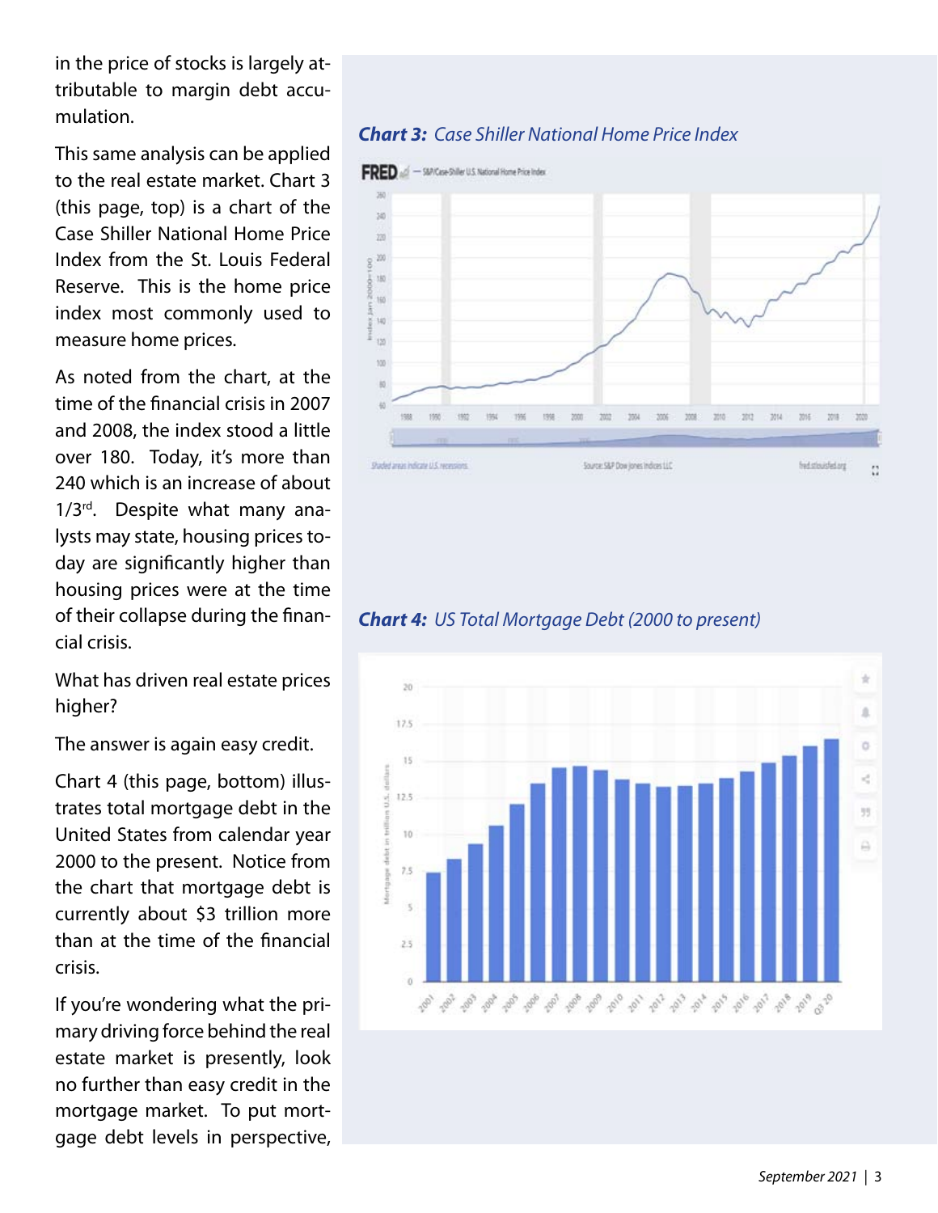in the price of stocks is largely attributable to margin debt accumulation.

This same analysis can be applied to the real estate market. Chart 3 (this page, top) is a chart of the Case Shiller National Home Price Index from the St. Louis Federal Reserve. This is the home price index most commonly used to measure home prices.

As noted from the chart, at the time of the financial crisis in 2007 and 2008, the index stood a little over 180. Today, it's more than 240 which is an increase of about 1/3rd. Despite what many analysts may state, housing prices today are significantly higher than housing prices were at the time of their collapse during the financial crisis.

What has driven real estate prices higher?

The answer is again easy credit.

Chart 4 (this page, bottom) illustrates total mortgage debt in the United States from calendar year 2000 to the present. Notice from the chart that mortgage debt is currently about $3 trillion more than at the time of the financial crisis.

If you're wondering what the primary driving force behind the real estate market is presently, look no further than easy credit in the mortgage market. To put mortgage debt levels in perspective,

***Chart 3:*** *Case Shiller National Home Price Index*

***Chart 4:*** *US Total Mortgage Debt (2000 to present)*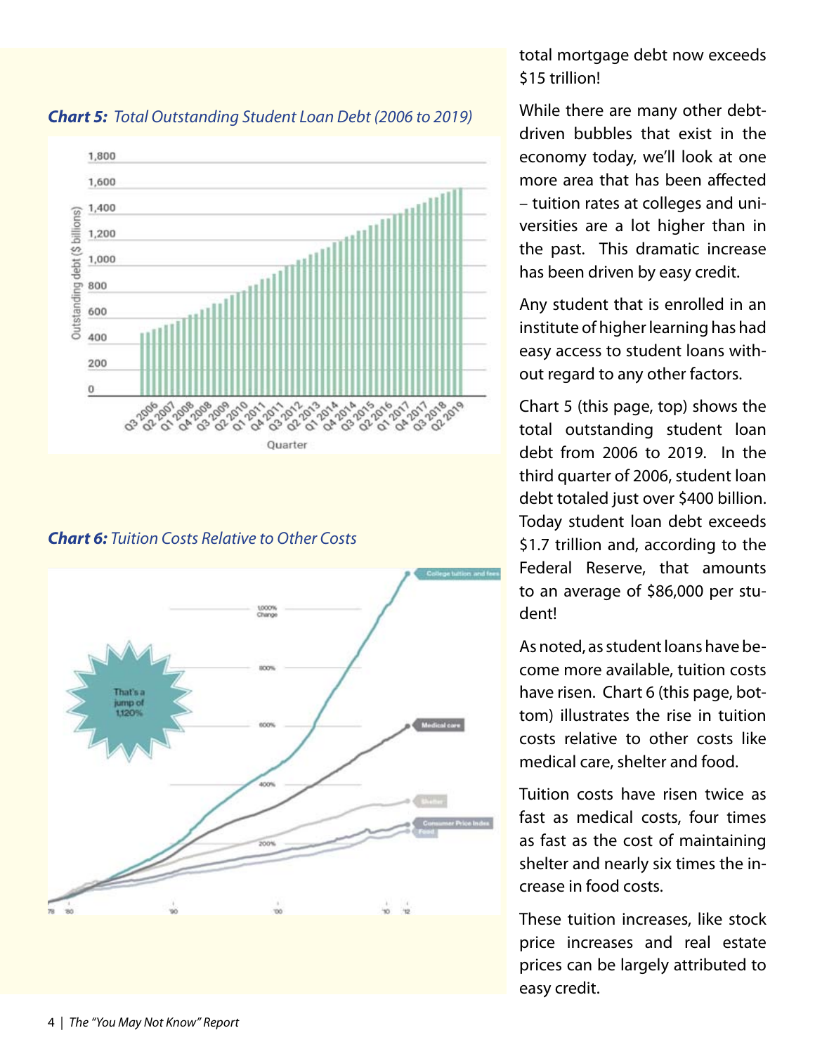***Chart 5:*** *Total Outstanding Student Loan Debt (2006 to 2019)*

***Chart 6:*** *Tuition Costs Relative to Other Costs*

total mortgage debt now exceeds $15 trillion!

While there are many other debt-driven bubbles that exist in the economy today, we'll look at one more area that has been affected – tuition rates at colleges and universities are a lot higher than in the past. This dramatic increase has been driven by easy credit.

Any student that is enrolled in an institute of higher learning has had easy access to student loans without regard to any other factors.

Chart 5 (this page, top) shows the total outstanding student loan debt from 2006 to 2019. In the third quarter of 2006, student loan debt totaled just over $400 billion. Today student loan debt exceeds $1.7 trillion and, according to the Federal Reserve, that amounts to an average of $86,000 per student!

As noted, as student loans have become more available, tuition costs have risen. Chart 6 (this page, bottom) illustrates the rise in tuition costs relative to other costs like medical care, shelter and food.

Tuition costs have risen twice as fast as medical costs, four times as fast as the cost of maintaining shelter and nearly six times the increase in food costs.

These tuition increases, like stock price increases and real estate prices can be largely attributed to easy credit.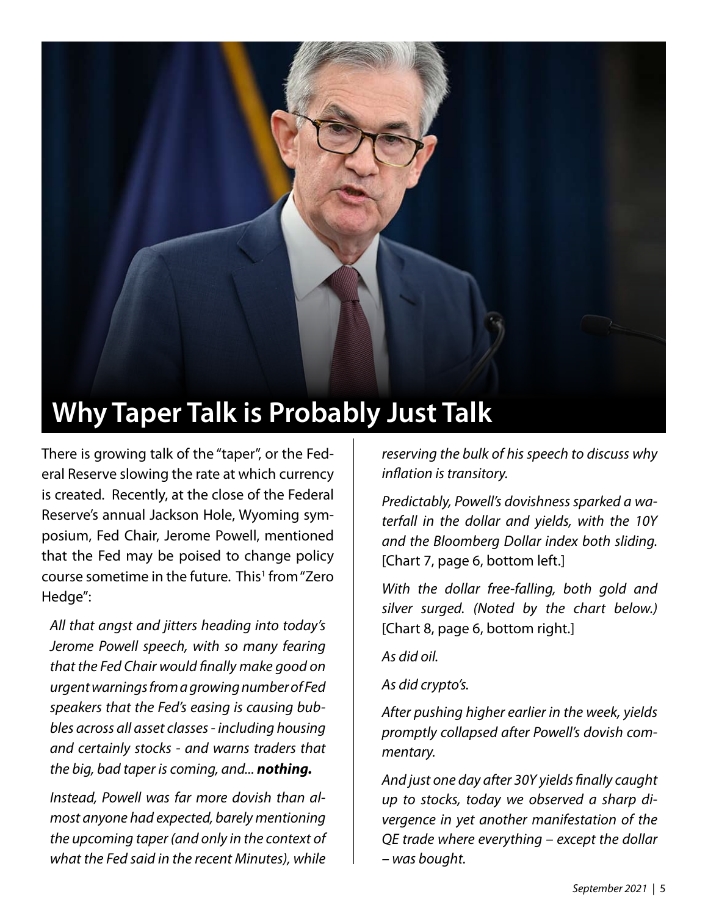# Why Taper Talk is Probably Just Talk

There is growing talk of the "taper", or the Federal Reserve slowing the rate at which currency is created. Recently, at the close of the Federal Reserve's annual Jackson Hole, Wyoming symposium, Fed Chair, Jerome Powell, mentioned that the Fed may be poised to change policy course sometime in the future. This[1] from "Zero Hedge":

> *All that angst and jitters heading into today's Jerome Powell speech, with so many fearing that the Fed Chair would finally make good on urgent warnings from a growing number of Fed speakers that the Fed's easing is causing bubbles across all asset classes - including housing and certainly stocks - and warns traders that the big, bad taper is coming, and...* ***nothing.***
>
> *Instead, Powell was far more dovish than almost anyone had expected, barely mentioning the upcoming taper (and only in the context of what the Fed said in the recent Minutes), while reserving the bulk of his speech to discuss why inflation is transitory.*
>
> *Predictably, Powell's dovishness sparked a waterfall in the dollar and yields, with the 10Y and the Bloomberg Dollar index both sliding.* [Chart 7, page 6, bottom left.]
>
> *With the dollar free-falling, both gold and silver surged. (Noted by the chart below.)* [Chart 8, page 6, bottom right.]
>
> *As did oil.*
>
> *As did crypto's.*
>
> *After pushing higher earlier in the week, yields promptly collapsed after Powell's dovish commentary.*
>
> *And just one day after 30Y yields finally caught up to stocks, today we observed a sharp divergence in yet another manifestation of the QE trade where everything – except the dollar – was bought.*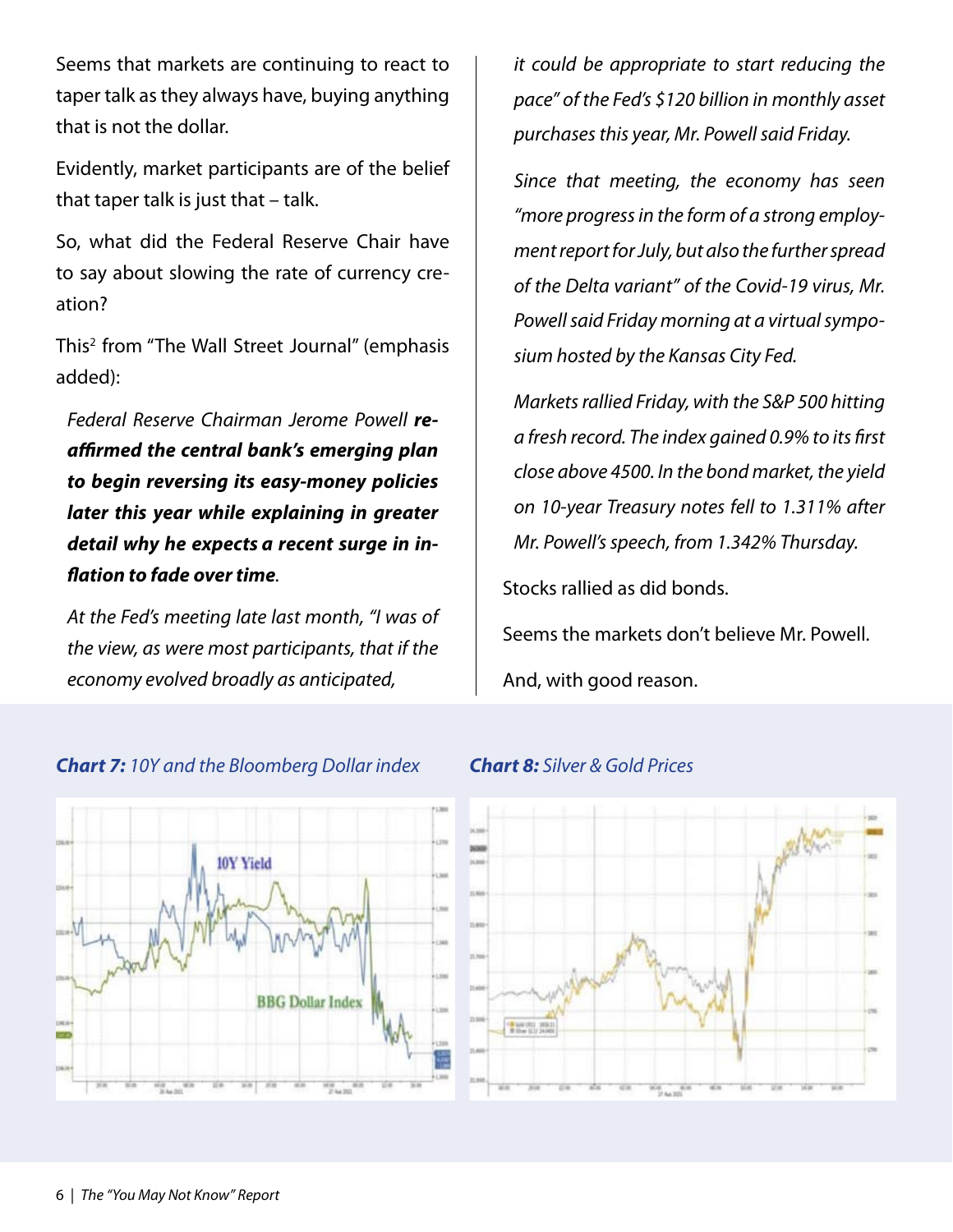Seems that markets are continuing to react to taper talk as they always have, buying anything that is not the dollar.

Evidently, market participants are of the belief that taper talk is just that – talk.

So, what did the Federal Reserve Chair have to say about slowing the rate of currency creation?

This[2] from "The Wall Street Journal" (emphasis added):

> *Federal Reserve Chairman Jerome Powell* ***reaffirmed the central bank's emerging plan to begin reversing its easy-money policies later this year while explaining in greater detail why he expects a recent surge in inflation to fade over time****.*
>
> *At the Fed's meeting late last month, "I was of the view, as were most participants, that if the economy evolved broadly as anticipated, it could be appropriate to start reducing the pace" of the Fed's $120 billion in monthly asset purchases this year, Mr. Powell said Friday.*
>
> *Since that meeting, the economy has seen "more progress in the form of a strong employment report for July, but also the further spread of the Delta variant" of the Covid-19 virus, Mr. Powell said Friday morning at a virtual symposium hosted by the Kansas City Fed.*
>
> *Markets rallied Friday, with the S&P 500 hitting a fresh record. The index gained 0.9% to its first close above 4500. In the bond market, the yield on 10-year Treasury notes fell to 1.311% after Mr. Powell's speech, from 1.342% Thursday.*

Stocks rallied as did bonds.

Seems the markets don't believe Mr. Powell.

And, with good reason.

***Chart 7:*** *10Y and the Bloomberg Dollar index*

***Chart 8:*** *Silver & Gold Prices*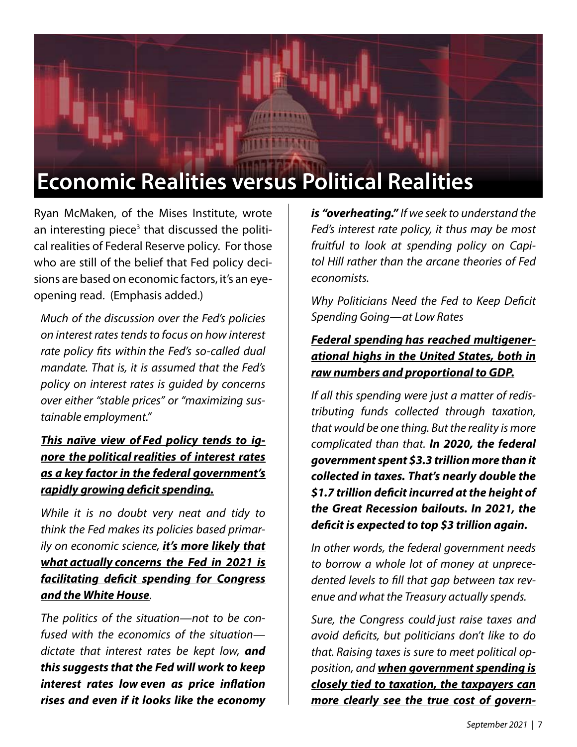# Economic Realities versus Political Realities

Ryan McMaken, of the Mises Institute, wrote an interesting piece[3] that discussed the political realities of Federal Reserve policy. For those who are still of the belief that Fed policy decisions are based on economic factors, it's an eye-opening read. (Emphasis added.)

*Much of the discussion over the Fed's policies on interest rates tends to focus on how interest rate policy fits within the Fed's so-called dual mandate. That is, it is assumed that the Fed's policy on interest rates is guided by concerns over either "stable prices" or "maximizing sustainable employment."*

***<u>This naïve view of Fed policy tends to ignore the political realities of interest rates as a key factor in the federal government's rapidly growing deficit spending.</u>***

*While it is no doubt very neat and tidy to think the Fed makes its policies based primarily on economic science, **<u>it's more likely that what actually concerns the Fed in 2021 is facilitating deficit spending for Congress and the White House</u>**.*

*The politics of the situation—not to be confused with the economics of the situation—dictate that interest rates be kept low, **and this suggests that the Fed will work to keep interest rates low even as price inflation rises and even if it looks like the economy is "overheating."** If we seek to understand the Fed's interest rate policy, it thus may be most fruitful to look at spending policy on Capitol Hill rather than the arcane theories of Fed economists.*

*Why Politicians Need the Fed to Keep Deficit Spending Going—at Low Rates*

***<u>Federal spending has reached multigenerational highs in the United States, both in raw numbers and proportional to GDP.</u>***

*If all this spending were just a matter of redistributing funds collected through taxation, that would be one thing. But the reality is more complicated than that. **In 2020, the federal government spent $3.3 trillion more than it collected in taxes. That's nearly double the $1.7 trillion deficit incurred at the height of the Great Recession bailouts. In 2021, the deficit is expected to top $3 trillion again.***

*In other words, the federal government needs to borrow a whole lot of money at unprecedented levels to fill that gap between tax revenue and what the Treasury actually spends.*

*Sure, the Congress could just raise taxes and avoid deficits, but politicians don't like to do that. Raising taxes is sure to meet political opposition, and **<u>when government spending is closely tied to taxation, the taxpayers can more clearly see the true cost of govern-</u>***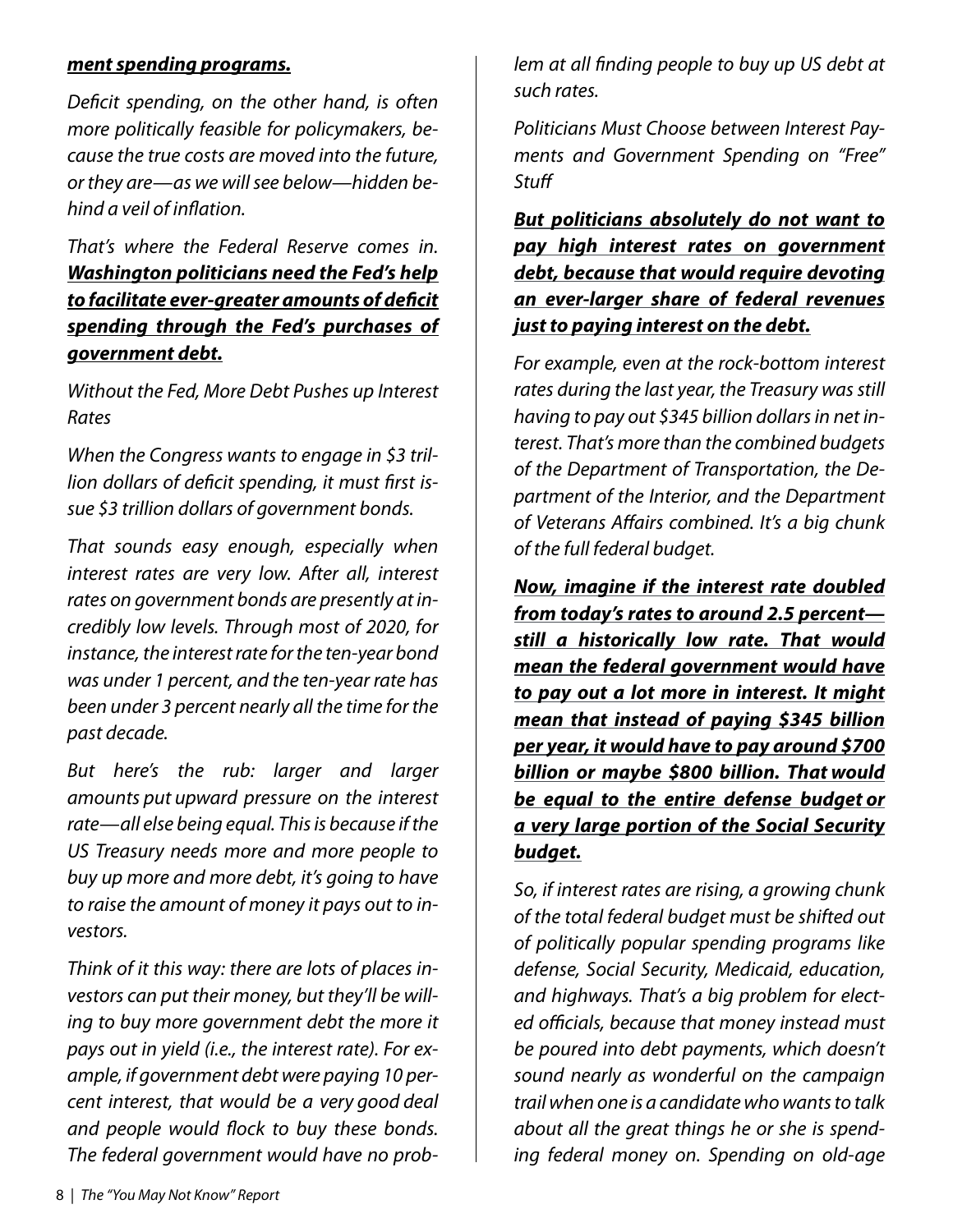***ment spending programs.***

*Deficit spending, on the other hand, is often more politically feasible for policymakers, because the true costs are moved into the future, or they are—as we will see below—hidden behind a veil of inflation.*

*That's where the Federal Reserve comes in.* ***Washington politicians need the Fed's help to facilitate ever-greater amounts of deficit spending through the Fed's purchases of government debt.***

*Without the Fed, More Debt Pushes up Interest Rates*

*When the Congress wants to engage in $3 trillion dollars of deficit spending, it must first issue $3 trillion dollars of government bonds.*

*That sounds easy enough, especially when interest rates are very low. After all, interest rates on government bonds are presently at incredibly low levels. Through most of 2020, for instance, the interest rate for the ten-year bond was under 1 percent, and the ten-year rate has been under 3 percent nearly all the time for the past decade.*

*But here's the rub: larger and larger amounts put upward pressure on the interest rate—all else being equal. This is because if the US Treasury needs more and more people to buy up more and more debt, it's going to have to raise the amount of money it pays out to investors.*

*Think of it this way: there are lots of places investors can put their money, but they'll be willing to buy more government debt the more it pays out in yield (i.e., the interest rate). For example, if government debt were paying 10 percent interest, that would be a very good deal and people would flock to buy these bonds. The federal government would have no problem at all finding people to buy up US debt at such rates.*

*Politicians Must Choose between Interest Payments and Government Spending on "Free" Stuff*

***But politicians absolutely do not want to pay high interest rates on government debt, because that would require devoting an ever-larger share of federal revenues just to paying interest on the debt.***

*For example, even at the rock-bottom interest rates during the last year, the Treasury was still having to pay out $345 billion dollars in net interest. That's more than the combined budgets of the Department of Transportation, the Department of the Interior, and the Department of Veterans Affairs combined. It's a big chunk of the full federal budget.*

***Now, imagine if the interest rate doubled from today's rates to around 2.5 percent—still a historically low rate. That would mean the federal government would have to pay out a lot more in interest. It might mean that instead of paying $345 billion per year, it would have to pay around $700 billion or maybe $800 billion. That would be equal to the entire defense budget or a very large portion of the Social Security budget.***

*So, if interest rates are rising, a growing chunk of the total federal budget must be shifted out of politically popular spending programs like defense, Social Security, Medicaid, education, and highways. That's a big problem for elected officials, because that money instead must be poured into debt payments, which doesn't sound nearly as wonderful on the campaign trail when one is a candidate who wants to talk about all the great things he or she is spending federal money on. Spending on old-age*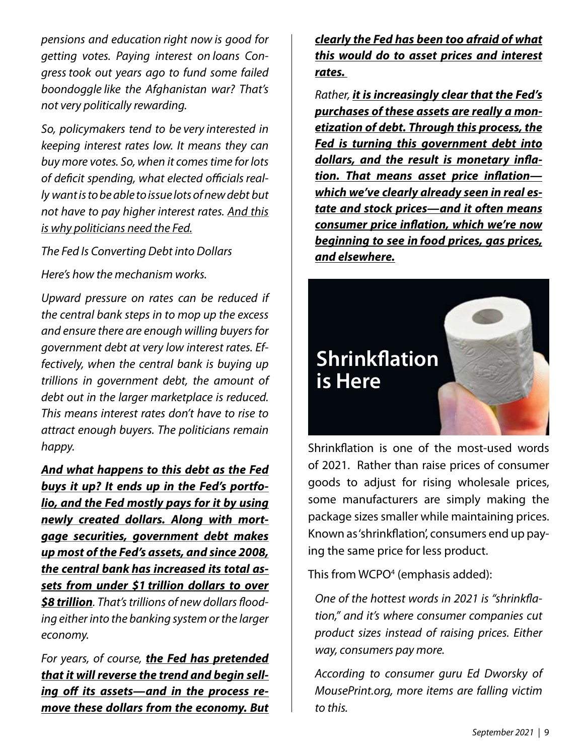*pensions and education right now is good for getting votes. Paying interest on loans Congress took out years ago to fund some failed boondoggle like the Afghanistan war? That's not very politically rewarding.*

*So, policymakers tend to be very interested in keeping interest rates low. It means they can buy more votes. So, when it comes time for lots of deficit spending, what elected officials really want is to be able to issue lots of new debt but not have to pay higher interest rates. <u>And this is why politicians need the Fed.</u>*

*The Fed Is Converting Debt into Dollars*

*Here's how the mechanism works.*

*Upward pressure on rates can be reduced if the central bank steps in to mop up the excess and ensure there are enough willing buyers for government debt at very low interest rates. Effectively, when the central bank is buying up trillions in government debt, the amount of debt out in the larger marketplace is reduced. This means interest rates don't have to rise to attract enough buyers. The politicians remain happy.*

***<u>And what happens to this debt as the Fed buys it up? It ends up in the Fed's portfolio, and the Fed mostly pays for it by using newly created dollars. Along with mortgage securities, government debt makes up most of the Fed's assets, and since 2008, the central bank has increased its total assets from under $1 trillion dollars to over $8 trillion</u>****. That's trillions of new dollars flooding either into the banking system or the larger economy.*

*For years, of course,* ***<u>the Fed has pretended that it will reverse the trend and begin selling off its assets—and in the process remove these dollars from the economy. But clearly the Fed has been too afraid of what this would do to asset prices and interest rates.</u>***

*Rather,* ***<u>it is increasingly clear that the Fed's purchases of these assets are really a monetization of debt. Through this process, the Fed is turning this government debt into dollars, and the result is monetary inflation. That means asset price inflation—which we've clearly already seen in real estate and stock prices—and it often means consumer price inflation, which we're now beginning to see in food prices, gas prices, and elsewhere.</u>***

## Shrinkflation is Here

Shrinkflation is one of the most-used words of 2021. Rather than raise prices of consumer goods to adjust for rising wholesale prices, some manufacturers are simply making the package sizes smaller while maintaining prices. Known as 'shrinkflation', consumers end up paying the same price for less product.

This from WCPO[4] (emphasis added):

> *One of the hottest words in 2021 is "shrinkflation," and it's where consumer companies cut product sizes instead of raising prices. Either way, consumers pay more.*
>
> *According to consumer guru Ed Dworsky of MousePrint.org, more items are falling victim to this.*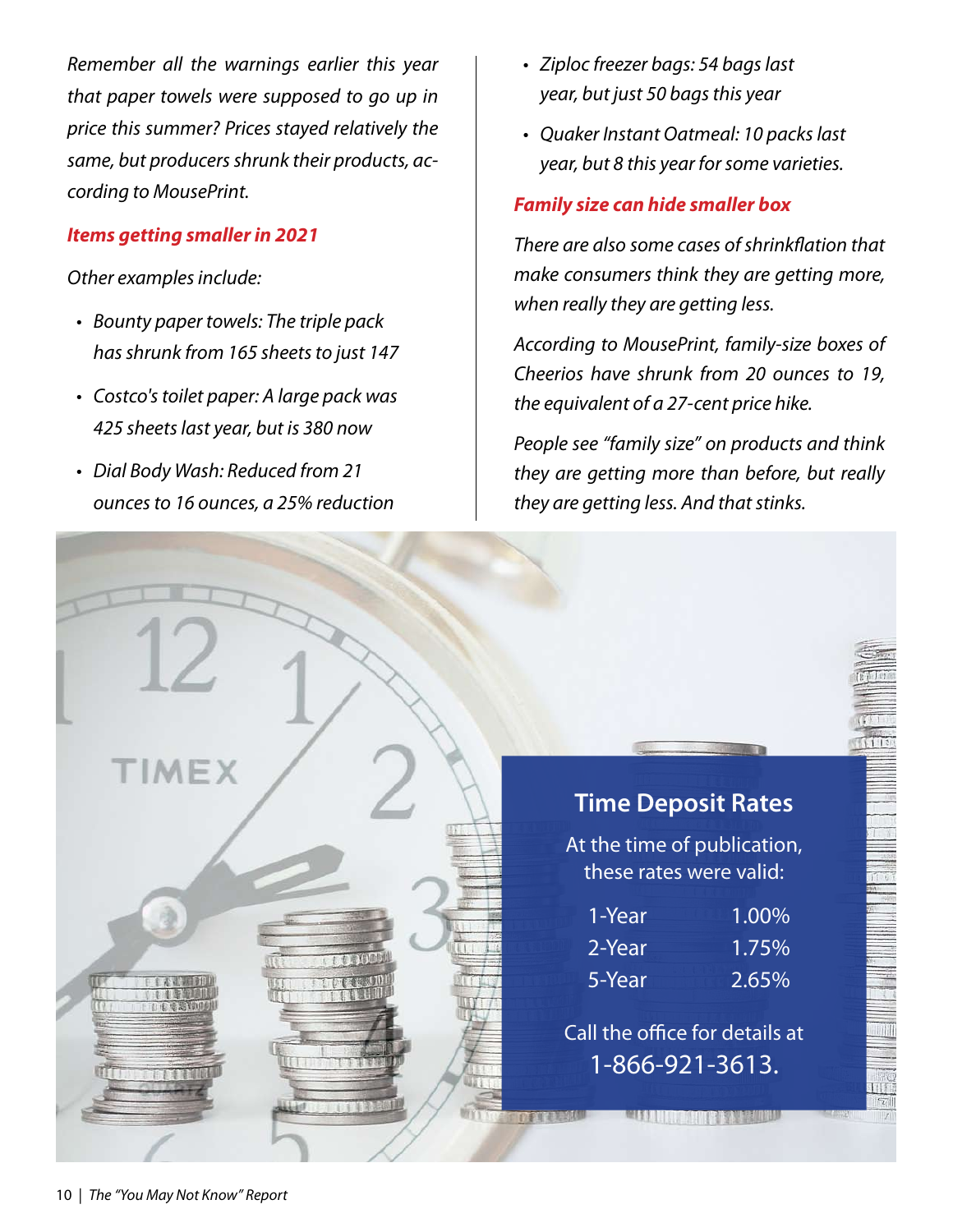*Remember all the warnings earlier this year that paper towels were supposed to go up in price this summer? Prices stayed relatively the same, but producers shrunk their products, according to MousePrint.*

### *Items getting smaller in 2021*

*Other examples include:*

- *Bounty paper towels: The triple pack has shrunk from 165 sheets to just 147*
- *Costco's toilet paper: A large pack was 425 sheets last year, but is 380 now*
- *Dial Body Wash: Reduced from 21 ounces to 16 ounces, a 25% reduction*
- *Ziploc freezer bags: 54 bags last year, but just 50 bags this year*
- *Quaker Instant Oatmeal: 10 packs last year, but 8 this year for some varieties.*

### *Family size can hide smaller box*

*There are also some cases of shrinkflation that make consumers think they are getting more, when really they are getting less.*

*According to MousePrint, family-size boxes of Cheerios have shrunk from 20 ounces to 19, the equivalent of a 27-cent price hike.*

*People see "family size" on products and think they are getting more than before, but really they are getting less. And that stinks.*

## Time Deposit Rates

At the time of publication, these rates were valid:

| Term | Rate |
| --- | --- |
| 1-Year | 1.00% |
| 2-Year | 1.75% |
| 5-Year | 2.65% |

Call the office for details at 1-866-921-3613.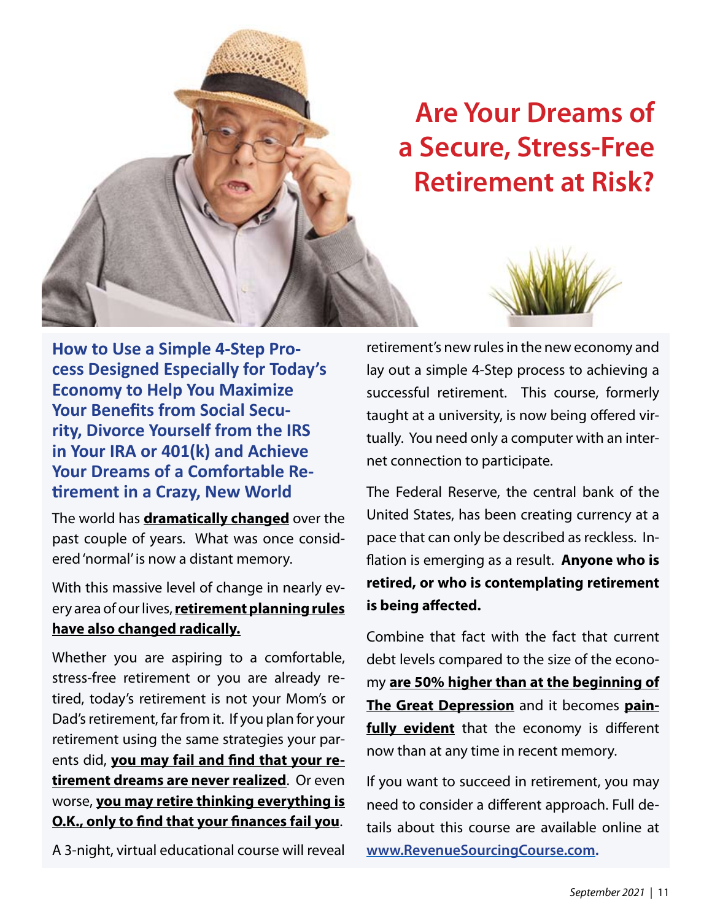# Are Your Dreams of a Secure, Stress-Free Retirement at Risk?

## How to Use a Simple 4-Step Process Designed Especially for Today's Economy to Help You Maximize Your Benefits from Social Security, Divorce Yourself from the IRS in Your IRA or 401(k) and Achieve Your Dreams of a Comfortable Retirement in a Crazy, New World

The world has **dramatically changed** over the past couple of years. What was once considered 'normal' is now a distant memory.

With this massive level of change in nearly every area of our lives, **retirement planning rules have also changed radically.**

Whether you are aspiring to a comfortable, stress-free retirement or you are already retired, today's retirement is not your Mom's or Dad's retirement, far from it. If you plan for your retirement using the same strategies your parents did, **you may fail and find that your retirement dreams are never realized**. Or even worse, **you may retire thinking everything is O.K., only to find that your finances fail you**.

A 3-night, virtual educational course will reveal retirement's new rules in the new economy and lay out a simple 4-Step process to achieving a successful retirement. This course, formerly taught at a university, is now being offered virtually. You need only a computer with an internet connection to participate.

The Federal Reserve, the central bank of the United States, has been creating currency at a pace that can only be described as reckless. Inflation is emerging as a result. **Anyone who is retired, or who is contemplating retirement is being affected.**

Combine that fact with the fact that current debt levels compared to the size of the economy **are 50% higher than at the beginning of The Great Depression** and it becomes **painfully evident** that the economy is different now than at any time in recent memory.

If you want to succeed in retirement, you may need to consider a different approach. Full details about this course are available online at **www.RevenueSourcingCourse.com.**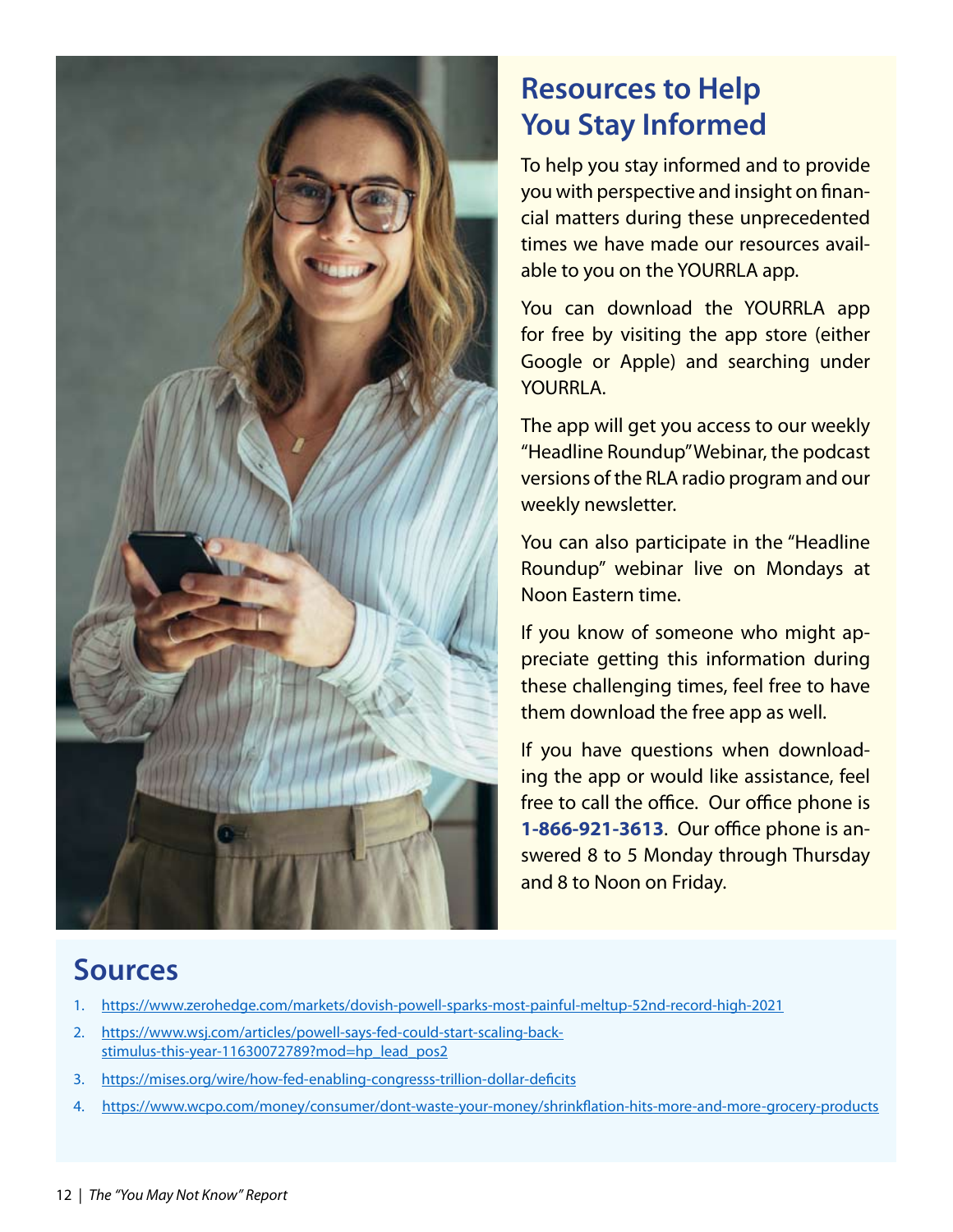## Resources to Help You Stay Informed

To help you stay informed and to provide you with perspective and insight on financial matters during these unprecedented times we have made our resources available to you on the YOURRLA app.

You can download the YOURRLA app for free by visiting the app store (either Google or Apple) and searching under YOURRLA.

The app will get you access to our weekly "Headline Roundup" Webinar, the podcast versions of the RLA radio program and our weekly newsletter.

You can also participate in the "Headline Roundup" webinar live on Mondays at Noon Eastern time.

If you know of someone who might appreciate getting this information during these challenging times, feel free to have them download the free app as well.

If you have questions when downloading the app or would like assistance, feel free to call the office. Our office phone is **1-866-921-3613**. Our office phone is answered 8 to 5 Monday through Thursday and 8 to Noon on Friday.

## Sources

1. https://www.zerohedge.com/markets/dovish-powell-sparks-most-painful-meltup-52nd-record-high-2021
2. https://www.wsj.com/articles/powell-says-fed-could-start-scaling-back-stimulus-this-year-11630072789?mod=hp_lead_pos2
3. https://mises.org/wire/how-fed-enabling-congresss-trillion-dollar-deficits
4. https://www.wcpo.com/money/consumer/dont-waste-your-money/shrinkflation-hits-more-and-more-grocery-products